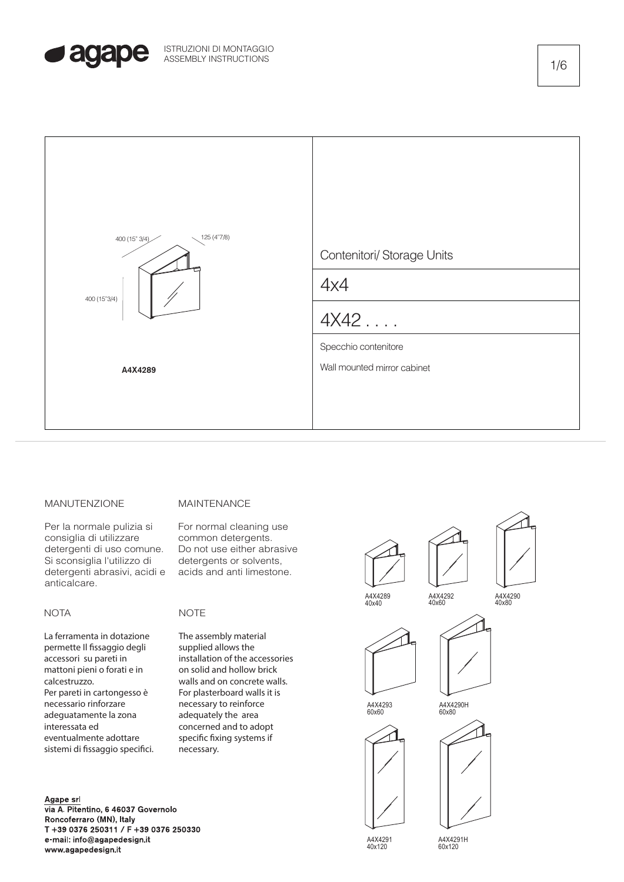agape

ISTRUZIONI DI MONTAGGIO
ASSEMBLY INSTRUCTIONS

400 (15" 3/4)

125 (4"7/8)

400 (15"3/4)

**A4X4289**

Contenitori/ Storage Units

4x4

4X42 . . . .

Specchio contenitore

Wall mounted mirror cabinet

MANUTENZIONE

Per la normale pulizia si consiglia di utilizzare detergenti di uso comune. Si sconsiglia l'utilizzo di detergenti abrasivi, acidi e anticalcare.

MAINTENANCE

For normal cleaning use common detergents. Do not use either abrasive detergents or solvents, acids and anti limestone.

NOTA

La ferramenta in dotazione permette Il fissaggio degli accessori su pareti in mattoni pieni o forati e in calcestruzzo.
Per pareti in cartongesso è necessario rinforzare adeguatamente la zona interessata ed eventualmente adottare sistemi di fissaggio specifici.

NOTE

The assembly material supplied allows the installation of the accessories on solid and hollow brick walls and on concrete walls.
For plasterboard walls it is necessary to reinforce adequately the area concerned and to adopt specific fixing systems if necessary.

A4X4289
40x40

A4X4292
40x60

A4X4290
40x80

A4X4293
60x60

A4X4290H
60x80

A4X4291
40x120

A4X4291H
60x120

Agape srl
via A. Pitentino, 6 46037 Governolo
Roncoferraro (MN), Italy
T +39 0376 250311 / F +39 0376 250330
e-mail: info@agapedesign.it
www.agapedesign.it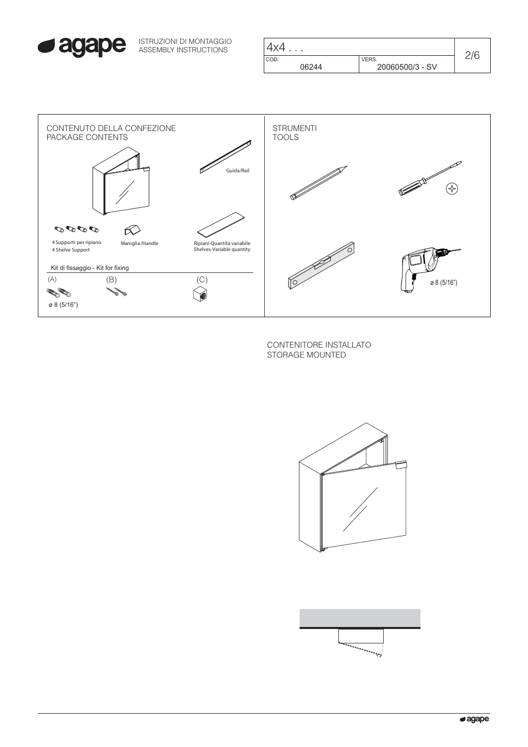ISTRUZIONI DI MONTAGGIO
ASSEMBLY INSTRUCTIONS

| 4x4 . . . | | |
|---|---|---|
| COD. 06244 | VERS. 20060500/3 - SV | 2/6 |

## CONTENUTO DELLA CONFEZIONE
## PACKAGE CONTENTS

Guida/Rail

4 Supporti per ripiano
4 Shelve Support

Maniglia/Handle

Ripiani-Quantità variabile
Shelves-Variable quantity

Kit di fissaggio - Kit for fixing

(A) ø 8 (5/16")

(B)

(C)

## STRUMENTI
## TOOLS

ø 8 (5/16")

## CONTENITORE INSTALLATO
## STORAGE MOUNTED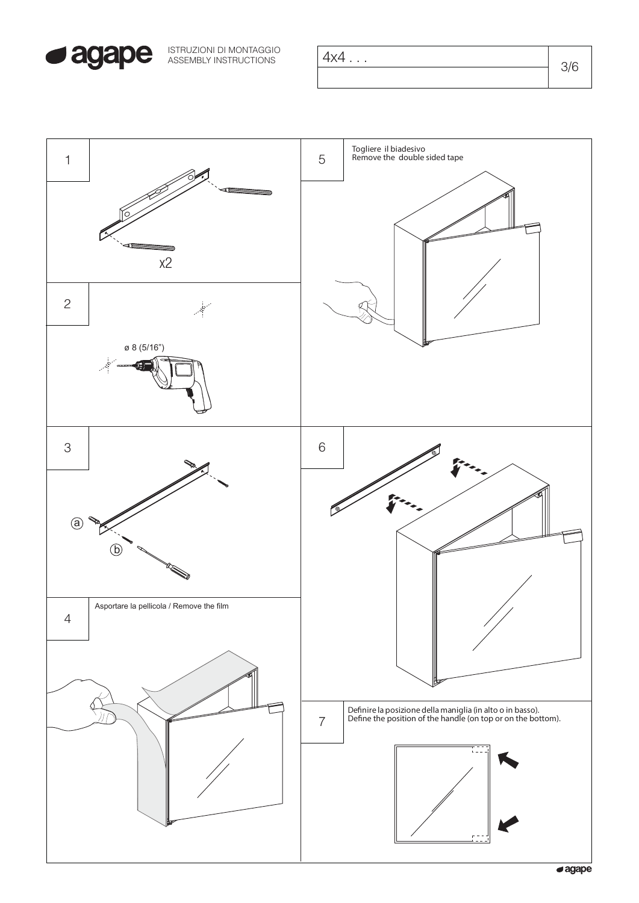ISTRUZIONI DI MONTAGGIO
ASSEMBLY INSTRUCTIONS

4x4 . . .

## 1

x2

## 2

ø 8 (5/16")

## 3

ⓐ

ⓑ

## 4

Asportare la pellicola / Remove the film

## 5

Togliere il biadesivo
Remove the double sided tape

## 6

## 7

Definire la posizione della maniglia (in alto o in basso).
Define the position of the handle (on top or on the bottom).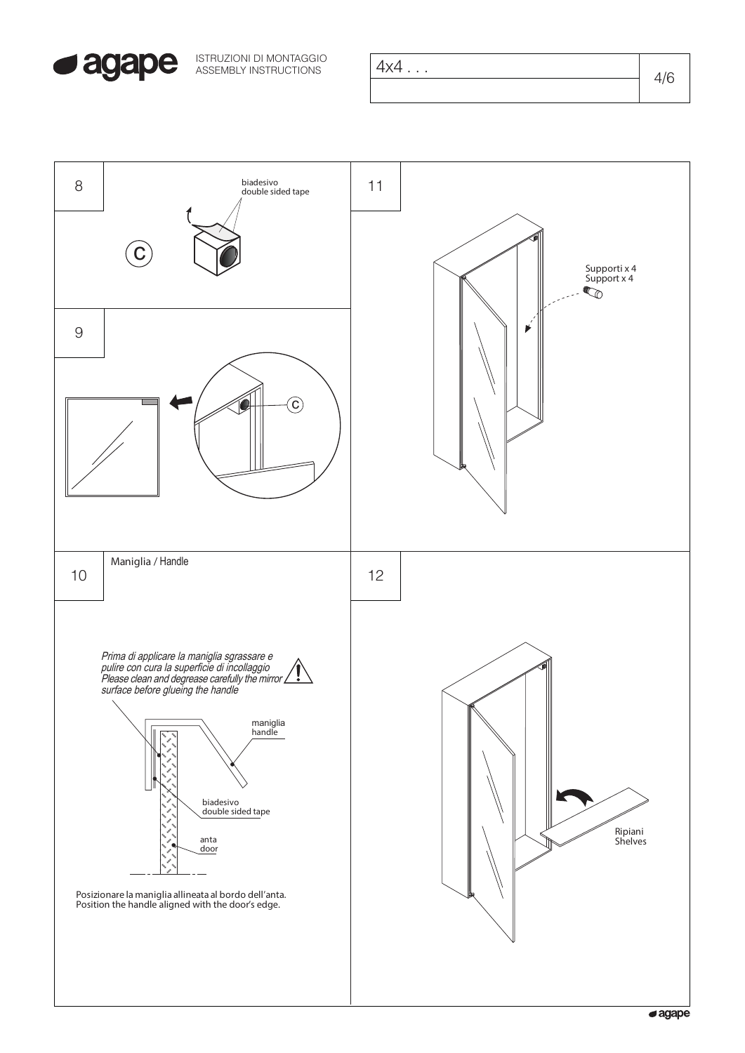## 8

C

biadesivo
double sided tape

## 9

C

## 10

Maniglia / Handle

*Prima di applicare la maniglia sgrassare e pulire con cura la superficie di incollaggio*
*Please clean and degrease carefully the mirror surface before glueing the handle*

maniglia
handle

biadesivo
double sided tape

anta
door

Posizionare la maniglia allineata al bordo dell'anta.
Position the handle aligned with the door's edge.

## 11

Supporti x 4
Support x 4

## 12

Ripiani
Shelves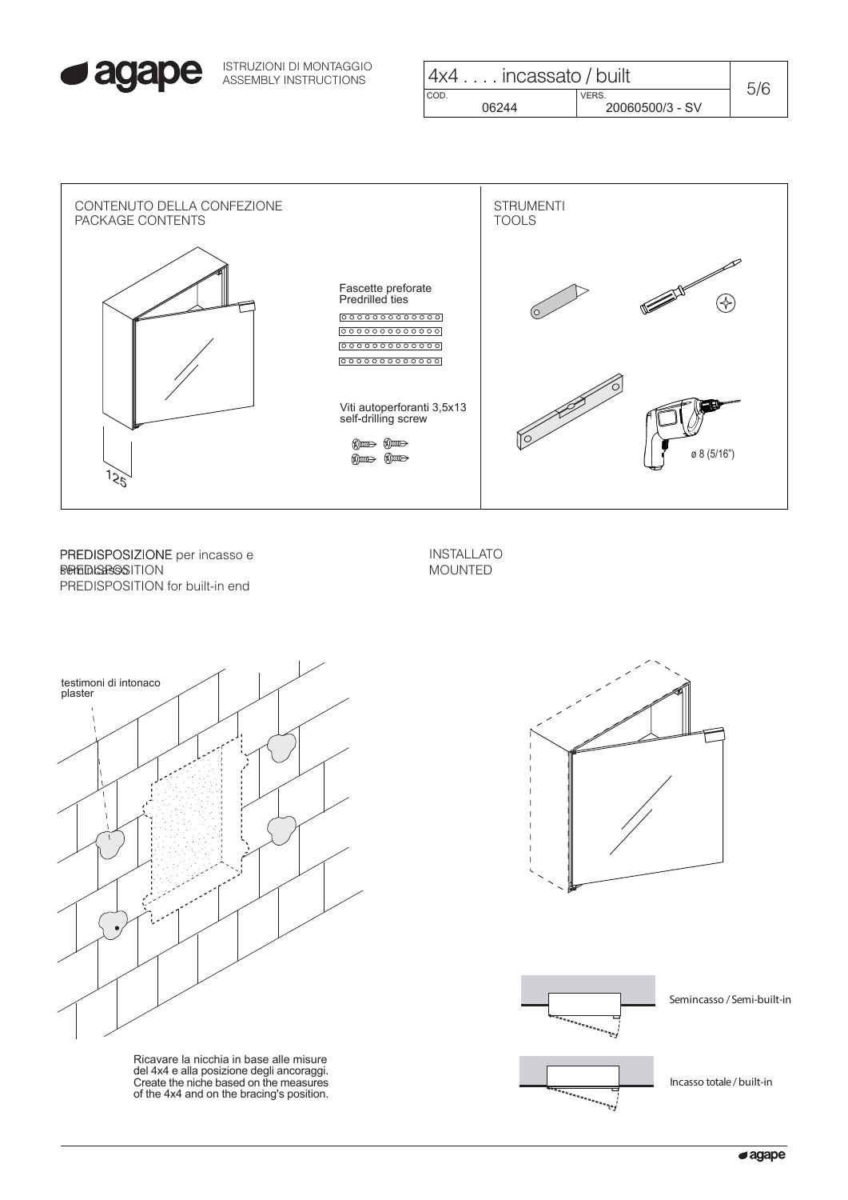ISTRUZIONI DI MONTAGGIO
ASSEMBLY INSTRUCTIONS

| 4x4 . . . . incassato / built | |
|---|---|
| COD. 06244 | VERS. 20060500/3 - SV |

## CONTENUTO DELLA CONFEZIONE
## PACKAGE CONTENTS

125

Fascette preforate
Predrilled ties

Viti autoperforanti 3,5x13
self-drilling screw

## STRUMENTI
## TOOLS

ø 8 (5/16")

## PREDISPOSIZIONE per incasso e semincasso
## PREDISPOSITION
## PREDISPOSITION for built-in end

testimoni di intonaco
plaster

Ricavare la nicchia in base alle misure del 4x4 e alla posizione degli ancoraggi.
Create the niche based on the measures of the 4x4 and on the bracing's position.

## INSTALLATO
## MOUNTED

Semincasso / Semi-built-in

Incasso totale / built-in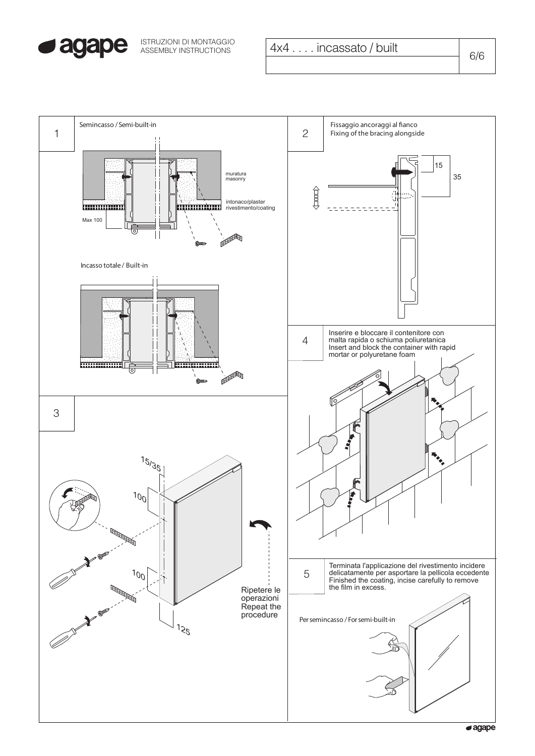ISTRUZIONI DI MONTAGGIO
ASSEMBLY INSTRUCTIONS

4x4 . . . . incassato / built

## 1

Semincasso / Semi-built-in

muratura
masonry

intonaco/plaster
rivestimento/coating

Max 100

Incasso totale / Built-in

## 2

Fissaggio ancoraggi al fianco
Fixing of the bracing alongside

15

35

## 3

15/35

100

100

125

Ripetere le operazioni
Repeat the procedure

## 4

Inserire e bloccare il contenitore con malta rapida o schiuma poliuretanica
Insert and block the container with rapid mortar or polyuretane foam

## 5

Terminata l'applicazione del rivestimento incidere delicatamente per asportare la pellicola eccedente
Finished the coating, incise carefully to remove the film in excess.

Per semincasso / For semi-built-in